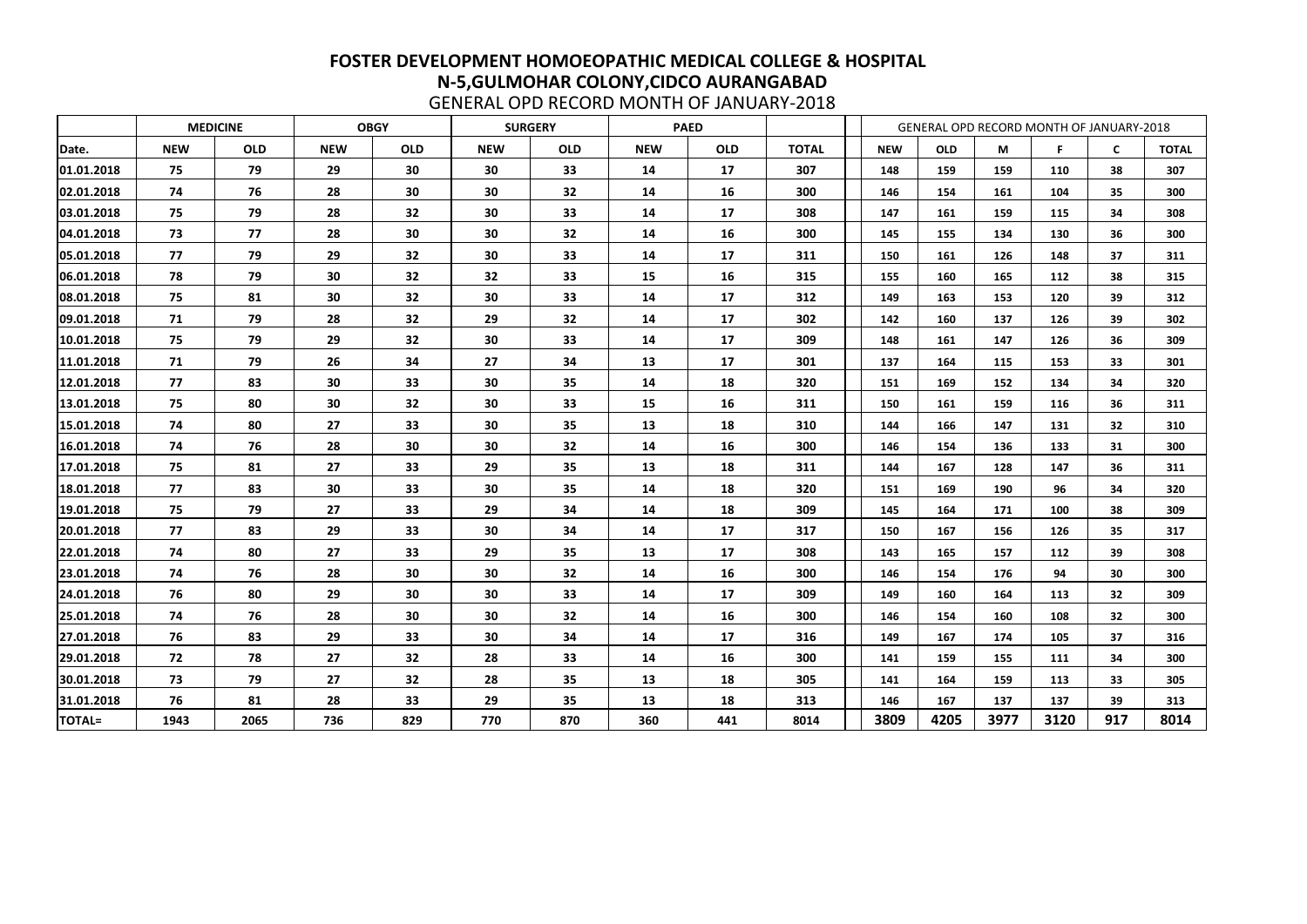# FOSTER DEVELOPMENT HOMOEOPATHIC MEDICAL COLLEGE & HOSPITAL

## N-5,GULMOHAR COLONY,CIDCO AURANGABAD

GENERAL OPD RECORD MONTH OF JANUARY-2018

| | MEDICINE | | OBGY | | SURGERY | | PAED | | | | GENERAL OPD RECORD MONTH OF JANUARY-2018 | | | | | |
|---|---|---|---|---|---|---|---|---|---|---|---|---|---|---|---|---|
| Date. | NEW | OLD | NEW | OLD | NEW | OLD | NEW | OLD | TOTAL | | NEW | OLD | M | F | C | TOTAL |
| 01.01.2018 | 75 | 79 | 29 | 30 | 30 | 33 | 14 | 17 | 307 | | 148 | 159 | 159 | 110 | 38 | 307 |
| 02.01.2018 | 74 | 76 | 28 | 30 | 30 | 32 | 14 | 16 | 300 | | 146 | 154 | 161 | 104 | 35 | 300 |
| 03.01.2018 | 75 | 79 | 28 | 32 | 30 | 33 | 14 | 17 | 308 | | 147 | 161 | 159 | 115 | 34 | 308 |
| 04.01.2018 | 73 | 77 | 28 | 30 | 30 | 32 | 14 | 16 | 300 | | 145 | 155 | 134 | 130 | 36 | 300 |
| 05.01.2018 | 77 | 79 | 29 | 32 | 30 | 33 | 14 | 17 | 311 | | 150 | 161 | 126 | 148 | 37 | 311 |
| 06.01.2018 | 78 | 79 | 30 | 32 | 32 | 33 | 15 | 16 | 315 | | 155 | 160 | 165 | 112 | 38 | 315 |
| 08.01.2018 | 75 | 81 | 30 | 32 | 30 | 33 | 14 | 17 | 312 | | 149 | 163 | 153 | 120 | 39 | 312 |
| 09.01.2018 | 71 | 79 | 28 | 32 | 29 | 32 | 14 | 17 | 302 | | 142 | 160 | 137 | 126 | 39 | 302 |
| 10.01.2018 | 75 | 79 | 29 | 32 | 30 | 33 | 14 | 17 | 309 | | 148 | 161 | 147 | 126 | 36 | 309 |
| 11.01.2018 | 71 | 79 | 26 | 34 | 27 | 34 | 13 | 17 | 301 | | 137 | 164 | 115 | 153 | 33 | 301 |
| 12.01.2018 | 77 | 83 | 30 | 33 | 30 | 35 | 14 | 18 | 320 | | 151 | 169 | 152 | 134 | 34 | 320 |
| 13.01.2018 | 75 | 80 | 30 | 32 | 30 | 33 | 15 | 16 | 311 | | 150 | 161 | 159 | 116 | 36 | 311 |
| 15.01.2018 | 74 | 80 | 27 | 33 | 30 | 35 | 13 | 18 | 310 | | 144 | 166 | 147 | 131 | 32 | 310 |
| 16.01.2018 | 74 | 76 | 28 | 30 | 30 | 32 | 14 | 16 | 300 | | 146 | 154 | 136 | 133 | 31 | 300 |
| 17.01.2018 | 75 | 81 | 27 | 33 | 29 | 35 | 13 | 18 | 311 | | 144 | 167 | 128 | 147 | 36 | 311 |
| 18.01.2018 | 77 | 83 | 30 | 33 | 30 | 35 | 14 | 18 | 320 | | 151 | 169 | 190 | 96 | 34 | 320 |
| 19.01.2018 | 75 | 79 | 27 | 33 | 29 | 34 | 14 | 18 | 309 | | 145 | 164 | 171 | 100 | 38 | 309 |
| 20.01.2018 | 77 | 83 | 29 | 33 | 30 | 34 | 14 | 17 | 317 | | 150 | 167 | 156 | 126 | 35 | 317 |
| 22.01.2018 | 74 | 80 | 27 | 33 | 29 | 35 | 13 | 17 | 308 | | 143 | 165 | 157 | 112 | 39 | 308 |
| 23.01.2018 | 74 | 76 | 28 | 30 | 30 | 32 | 14 | 16 | 300 | | 146 | 154 | 176 | 94 | 30 | 300 |
| 24.01.2018 | 76 | 80 | 29 | 30 | 30 | 33 | 14 | 17 | 309 | | 149 | 160 | 164 | 113 | 32 | 309 |
| 25.01.2018 | 74 | 76 | 28 | 30 | 30 | 32 | 14 | 16 | 300 | | 146 | 154 | 160 | 108 | 32 | 300 |
| 27.01.2018 | 76 | 83 | 29 | 33 | 30 | 34 | 14 | 17 | 316 | | 149 | 167 | 174 | 105 | 37 | 316 |
| 29.01.2018 | 72 | 78 | 27 | 32 | 28 | 33 | 14 | 16 | 300 | | 141 | 159 | 155 | 111 | 34 | 300 |
| 30.01.2018 | 73 | 79 | 27 | 32 | 28 | 35 | 13 | 18 | 305 | | 141 | 164 | 159 | 113 | 33 | 305 |
| 31.01.2018 | 76 | 81 | 28 | 33 | 29 | 35 | 13 | 18 | 313 | | 146 | 167 | 137 | 137 | 39 | 313 |
| TOTAL= | 1943 | 2065 | 736 | 829 | 770 | 870 | 360 | 441 | 8014 | | 3809 | 4205 | 3977 | 3120 | 917 | 8014 |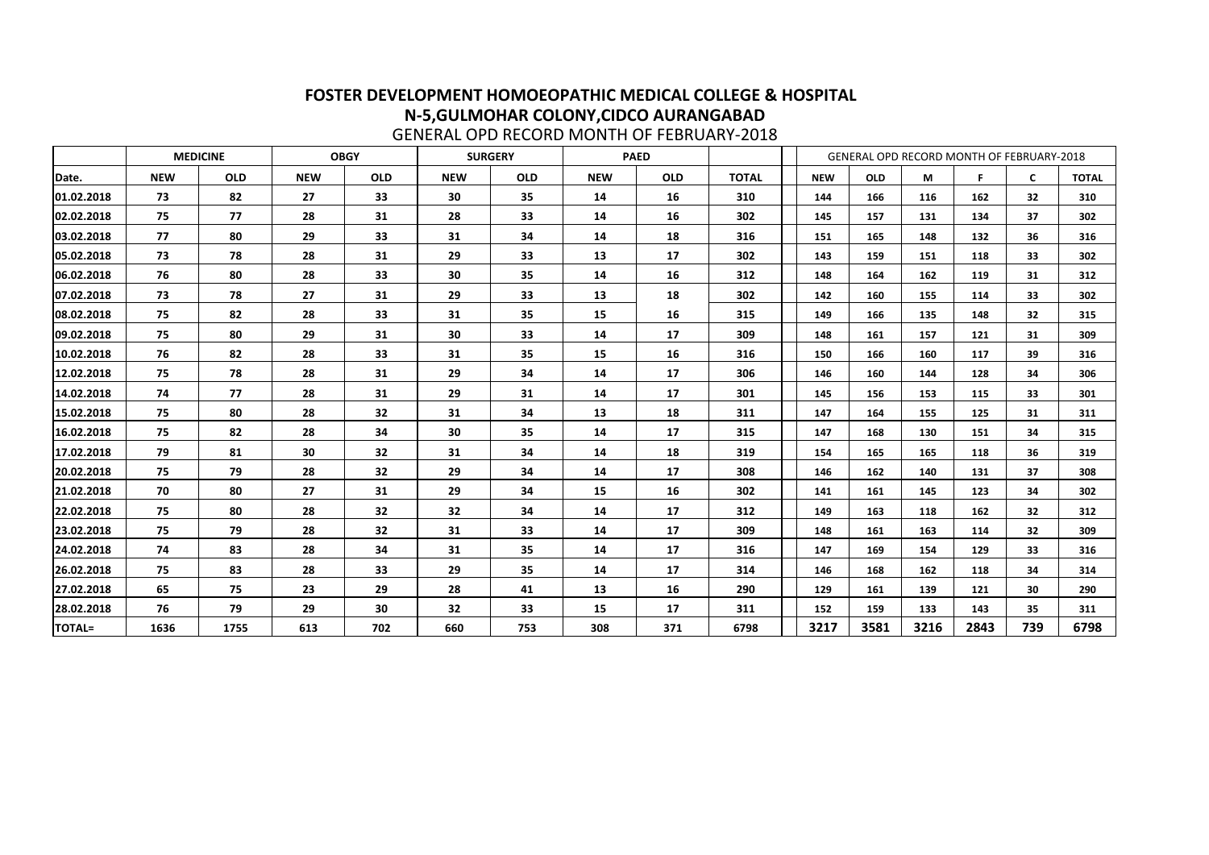# FOSTER DEVELOPMENT HOMOEOPATHIC MEDICAL COLLEGE & HOSPITAL

## N-5,GULMOHAR COLONY,CIDCO AURANGABAD

GENERAL OPD RECORD MONTH OF FEBRUARY-2018

| | MEDICINE | | OBGY | | SURGERY | | PAED | | | | GENERAL OPD RECORD MONTH OF FEBRUARY-2018 | | | | | |
|---|---|---|---|---|---|---|---|---|---|---|---|---|---|---|---|---|
| Date. | NEW | OLD | NEW | OLD | NEW | OLD | NEW | OLD | TOTAL | | NEW | OLD | M | F | C | TOTAL |
| 01.02.2018 | 73 | 82 | 27 | 33 | 30 | 35 | 14 | 16 | 310 | | 144 | 166 | 116 | 162 | 32 | 310 |
| 02.02.2018 | 75 | 77 | 28 | 31 | 28 | 33 | 14 | 16 | 302 | | 145 | 157 | 131 | 134 | 37 | 302 |
| 03.02.2018 | 77 | 80 | 29 | 33 | 31 | 34 | 14 | 18 | 316 | | 151 | 165 | 148 | 132 | 36 | 316 |
| 05.02.2018 | 73 | 78 | 28 | 31 | 29 | 33 | 13 | 17 | 302 | | 143 | 159 | 151 | 118 | 33 | 302 |
| 06.02.2018 | 76 | 80 | 28 | 33 | 30 | 35 | 14 | 16 | 312 | | 148 | 164 | 162 | 119 | 31 | 312 |
| 07.02.2018 | 73 | 78 | 27 | 31 | 29 | 33 | 13 | 18 | 302 | | 142 | 160 | 155 | 114 | 33 | 302 |
| 08.02.2018 | 75 | 82 | 28 | 33 | 31 | 35 | 15 | 16 | 315 | | 149 | 166 | 135 | 148 | 32 | 315 |
| 09.02.2018 | 75 | 80 | 29 | 31 | 30 | 33 | 14 | 17 | 309 | | 148 | 161 | 157 | 121 | 31 | 309 |
| 10.02.2018 | 76 | 82 | 28 | 33 | 31 | 35 | 15 | 16 | 316 | | 150 | 166 | 160 | 117 | 39 | 316 |
| 12.02.2018 | 75 | 78 | 28 | 31 | 29 | 34 | 14 | 17 | 306 | | 146 | 160 | 144 | 128 | 34 | 306 |
| 14.02.2018 | 74 | 77 | 28 | 31 | 29 | 31 | 14 | 17 | 301 | | 145 | 156 | 153 | 115 | 33 | 301 |
| 15.02.2018 | 75 | 80 | 28 | 32 | 31 | 34 | 13 | 18 | 311 | | 147 | 164 | 155 | 125 | 31 | 311 |
| 16.02.2018 | 75 | 82 | 28 | 34 | 30 | 35 | 14 | 17 | 315 | | 147 | 168 | 130 | 151 | 34 | 315 |
| 17.02.2018 | 79 | 81 | 30 | 32 | 31 | 34 | 14 | 18 | 319 | | 154 | 165 | 165 | 118 | 36 | 319 |
| 20.02.2018 | 75 | 79 | 28 | 32 | 29 | 34 | 14 | 17 | 308 | | 146 | 162 | 140 | 131 | 37 | 308 |
| 21.02.2018 | 70 | 80 | 27 | 31 | 29 | 34 | 15 | 16 | 302 | | 141 | 161 | 145 | 123 | 34 | 302 |
| 22.02.2018 | 75 | 80 | 28 | 32 | 32 | 34 | 14 | 17 | 312 | | 149 | 163 | 118 | 162 | 32 | 312 |
| 23.02.2018 | 75 | 79 | 28 | 32 | 31 | 33 | 14 | 17 | 309 | | 148 | 161 | 163 | 114 | 32 | 309 |
| 24.02.2018 | 74 | 83 | 28 | 34 | 31 | 35 | 14 | 17 | 316 | | 147 | 169 | 154 | 129 | 33 | 316 |
| 26.02.2018 | 75 | 83 | 28 | 33 | 29 | 35 | 14 | 17 | 314 | | 146 | 168 | 162 | 118 | 34 | 314 |
| 27.02.2018 | 65 | 75 | 23 | 29 | 28 | 41 | 13 | 16 | 290 | | 129 | 161 | 139 | 121 | 30 | 290 |
| 28.02.2018 | 76 | 79 | 29 | 30 | 32 | 33 | 15 | 17 | 311 | | 152 | 159 | 133 | 143 | 35 | 311 |
| TOTAL= | 1636 | 1755 | 613 | 702 | 660 | 753 | 308 | 371 | 6798 | | 3217 | 3581 | 3216 | 2843 | 739 | 6798 |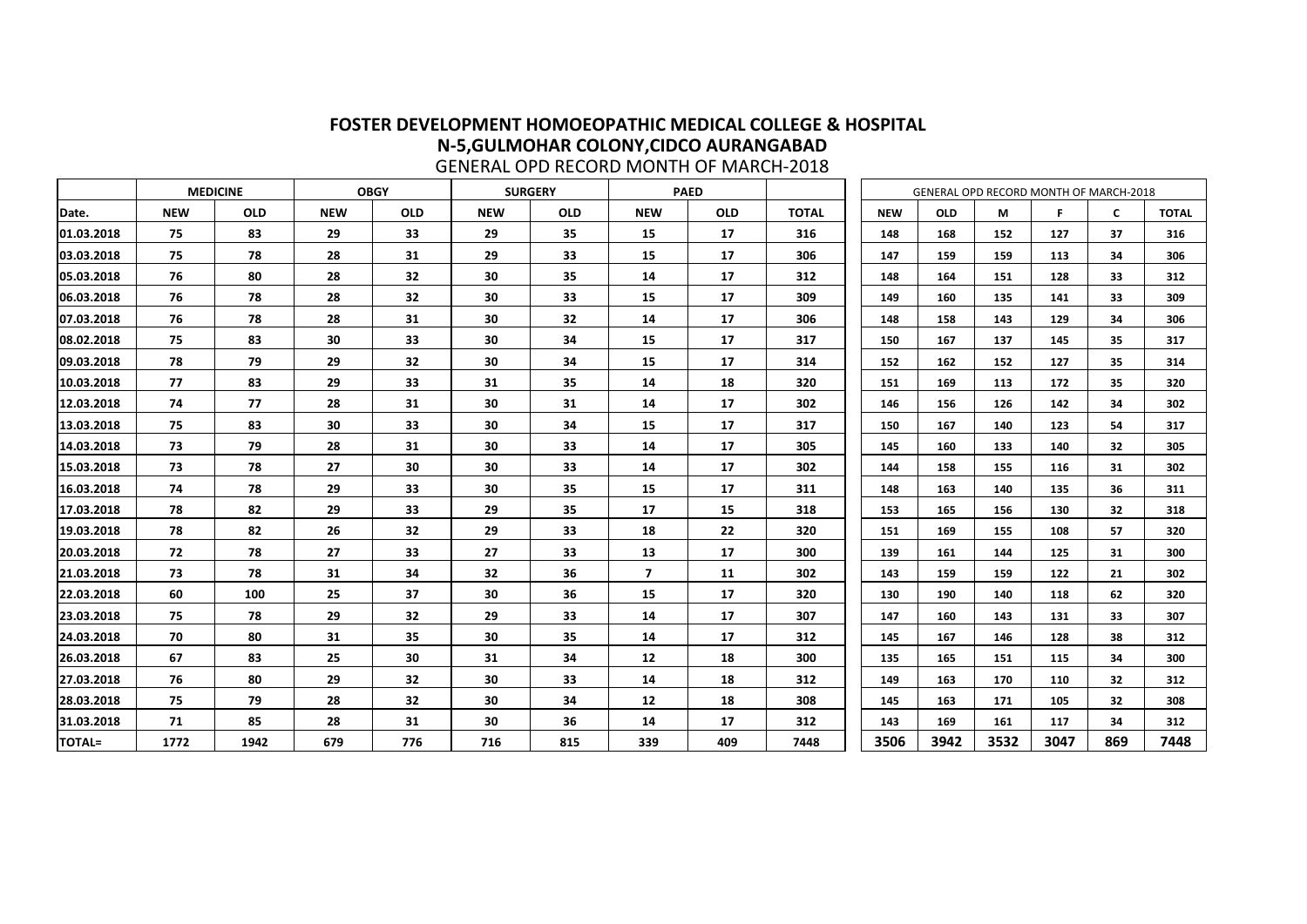# FOSTER DEVELOPMENT HOMOEOPATHIC MEDICAL COLLEGE & HOSPITAL
## N-5,GULMOHAR COLONY,CIDCO AURANGABAD
GENERAL OPD RECORD MONTH OF MARCH-2018

| | MEDICINE | | OBGY | | SURGERY | | PAED | | |
|---|---|---|---|---|---|---|---|---|---|
| Date. | NEW | OLD | NEW | OLD | NEW | OLD | NEW | OLD | TOTAL |
| 01.03.2018 | 75 | 83 | 29 | 33 | 29 | 35 | 15 | 17 | 316 |
| 03.03.2018 | 75 | 78 | 28 | 31 | 29 | 33 | 15 | 17 | 306 |
| 05.03.2018 | 76 | 80 | 28 | 32 | 30 | 35 | 14 | 17 | 312 |
| 06.03.2018 | 76 | 78 | 28 | 32 | 30 | 33 | 15 | 17 | 309 |
| 07.03.2018 | 76 | 78 | 28 | 31 | 30 | 32 | 14 | 17 | 306 |
| 08.02.2018 | 75 | 83 | 30 | 33 | 30 | 34 | 15 | 17 | 317 |
| 09.03.2018 | 78 | 79 | 29 | 32 | 30 | 34 | 15 | 17 | 314 |
| 10.03.2018 | 77 | 83 | 29 | 33 | 31 | 35 | 14 | 18 | 320 |
| 12.03.2018 | 74 | 77 | 28 | 31 | 30 | 31 | 14 | 17 | 302 |
| 13.03.2018 | 75 | 83 | 30 | 33 | 30 | 34 | 15 | 17 | 317 |
| 14.03.2018 | 73 | 79 | 28 | 31 | 30 | 33 | 14 | 17 | 305 |
| 15.03.2018 | 73 | 78 | 27 | 30 | 30 | 33 | 14 | 17 | 302 |
| 16.03.2018 | 74 | 78 | 29 | 33 | 30 | 35 | 15 | 17 | 311 |
| 17.03.2018 | 78 | 82 | 29 | 33 | 29 | 35 | 17 | 15 | 318 |
| 19.03.2018 | 78 | 82 | 26 | 32 | 29 | 33 | 18 | 22 | 320 |
| 20.03.2018 | 72 | 78 | 27 | 33 | 27 | 33 | 13 | 17 | 300 |
| 21.03.2018 | 73 | 78 | 31 | 34 | 32 | 36 | 7 | 11 | 302 |
| 22.03.2018 | 60 | 100 | 25 | 37 | 30 | 36 | 15 | 17 | 320 |
| 23.03.2018 | 75 | 78 | 29 | 32 | 29 | 33 | 14 | 17 | 307 |
| 24.03.2018 | 70 | 80 | 31 | 35 | 30 | 35 | 14 | 17 | 312 |
| 26.03.2018 | 67 | 83 | 25 | 30 | 31 | 34 | 12 | 18 | 300 |
| 27.03.2018 | 76 | 80 | 29 | 32 | 30 | 33 | 14 | 18 | 312 |
| 28.03.2018 | 75 | 79 | 28 | 32 | 30 | 34 | 12 | 18 | 308 |
| 31.03.2018 | 71 | 85 | 28 | 31 | 30 | 36 | 14 | 17 | 312 |
| TOTAL= | 1772 | 1942 | 679 | 776 | 716 | 815 | 339 | 409 | 7448 |

| GENERAL OPD RECORD MONTH OF MARCH-2018 | | | | | |
|---|---|---|---|---|---|
| NEW | OLD | M | F | C | TOTAL |
| 148 | 168 | 152 | 127 | 37 | 316 |
| 147 | 159 | 159 | 113 | 34 | 306 |
| 148 | 164 | 151 | 128 | 33 | 312 |
| 149 | 160 | 135 | 141 | 33 | 309 |
| 148 | 158 | 143 | 129 | 34 | 306 |
| 150 | 167 | 137 | 145 | 35 | 317 |
| 152 | 162 | 152 | 127 | 35 | 314 |
| 151 | 169 | 113 | 172 | 35 | 320 |
| 146 | 156 | 126 | 142 | 34 | 302 |
| 150 | 167 | 140 | 123 | 54 | 317 |
| 145 | 160 | 133 | 140 | 32 | 305 |
| 144 | 158 | 155 | 116 | 31 | 302 |
| 148 | 163 | 140 | 135 | 36 | 311 |
| 153 | 165 | 156 | 130 | 32 | 318 |
| 151 | 169 | 155 | 108 | 57 | 320 |
| 139 | 161 | 144 | 125 | 31 | 300 |
| 143 | 159 | 159 | 122 | 21 | 302 |
| 130 | 190 | 140 | 118 | 62 | 320 |
| 147 | 160 | 143 | 131 | 33 | 307 |
| 145 | 167 | 146 | 128 | 38 | 312 |
| 135 | 165 | 151 | 115 | 34 | 300 |
| 149 | 163 | 170 | 110 | 32 | 312 |
| 145 | 163 | 171 | 105 | 32 | 308 |
| 143 | 169 | 161 | 117 | 34 | 312 |
| 3506 | 3942 | 3532 | 3047 | 869 | 7448 |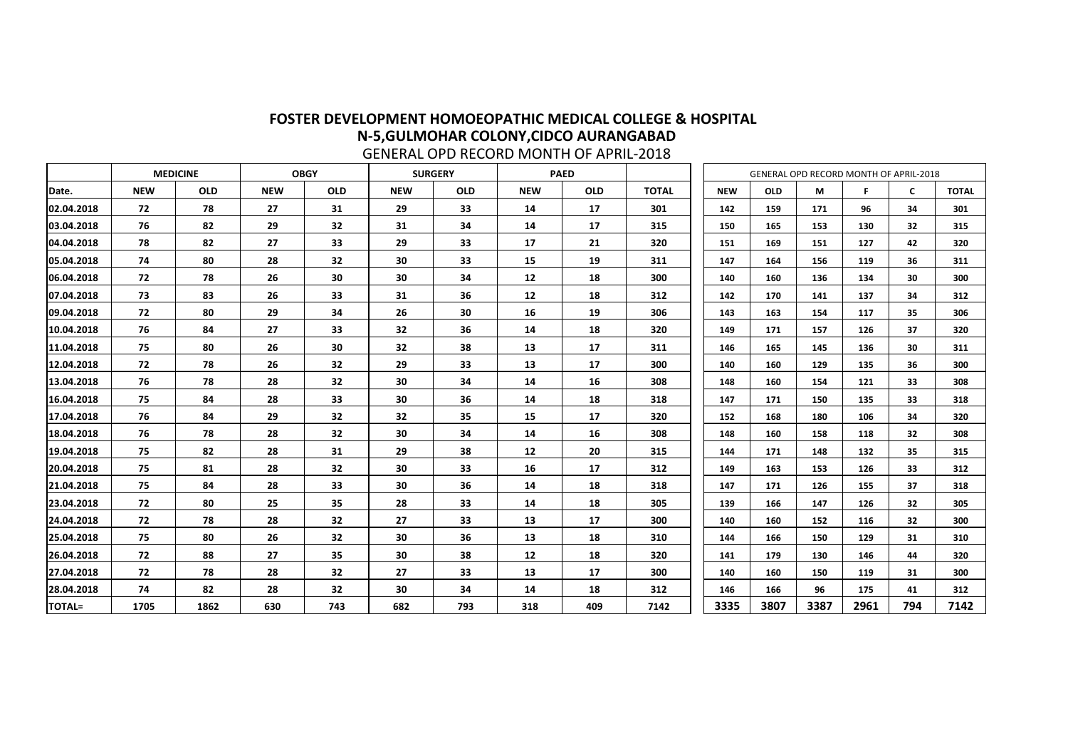**FOSTER DEVELOPMENT HOMOEOPATHIC MEDICAL COLLEGE & HOSPITAL**

**N-5,GULMOHAR COLONY,CIDCO AURANGABAD**

GENERAL OPD RECORD MONTH OF APRIL-2018

| | MEDICINE | | OBGY | | SURGERY | | PAED | | |
|---|---|---|---|---|---|---|---|---|---|
| Date. | NEW | OLD | NEW | OLD | NEW | OLD | NEW | OLD | TOTAL |
| 02.04.2018 | 72 | 78 | 27 | 31 | 29 | 33 | 14 | 17 | 301 |
| 03.04.2018 | 76 | 82 | 29 | 32 | 31 | 34 | 14 | 17 | 315 |
| 04.04.2018 | 78 | 82 | 27 | 33 | 29 | 33 | 17 | 21 | 320 |
| 05.04.2018 | 74 | 80 | 28 | 32 | 30 | 33 | 15 | 19 | 311 |
| 06.04.2018 | 72 | 78 | 26 | 30 | 30 | 34 | 12 | 18 | 300 |
| 07.04.2018 | 73 | 83 | 26 | 33 | 31 | 36 | 12 | 18 | 312 |
| 09.04.2018 | 72 | 80 | 29 | 34 | 26 | 30 | 16 | 19 | 306 |
| 10.04.2018 | 76 | 84 | 27 | 33 | 32 | 36 | 14 | 18 | 320 |
| 11.04.2018 | 75 | 80 | 26 | 30 | 32 | 38 | 13 | 17 | 311 |
| 12.04.2018 | 72 | 78 | 26 | 32 | 29 | 33 | 13 | 17 | 300 |
| 13.04.2018 | 76 | 78 | 28 | 32 | 30 | 34 | 14 | 16 | 308 |
| 16.04.2018 | 75 | 84 | 28 | 33 | 30 | 36 | 14 | 18 | 318 |
| 17.04.2018 | 76 | 84 | 29 | 32 | 32 | 35 | 15 | 17 | 320 |
| 18.04.2018 | 76 | 78 | 28 | 32 | 30 | 34 | 14 | 16 | 308 |
| 19.04.2018 | 75 | 82 | 28 | 31 | 29 | 38 | 12 | 20 | 315 |
| 20.04.2018 | 75 | 81 | 28 | 32 | 30 | 33 | 16 | 17 | 312 |
| 21.04.2018 | 75 | 84 | 28 | 33 | 30 | 36 | 14 | 18 | 318 |
| 23.04.2018 | 72 | 80 | 25 | 35 | 28 | 33 | 14 | 18 | 305 |
| 24.04.2018 | 72 | 78 | 28 | 32 | 27 | 33 | 13 | 17 | 300 |
| 25.04.2018 | 75 | 80 | 26 | 32 | 30 | 36 | 13 | 18 | 310 |
| 26.04.2018 | 72 | 88 | 27 | 35 | 30 | 38 | 12 | 18 | 320 |
| 27.04.2018 | 72 | 78 | 28 | 32 | 27 | 33 | 13 | 17 | 300 |
| 28.04.2018 | 74 | 82 | 28 | 32 | 30 | 34 | 14 | 18 | 312 |
| TOTAL= | 1705 | 1862 | 630 | 743 | 682 | 793 | 318 | 409 | 7142 |

| GENERAL OPD RECORD MONTH OF APRIL-2018 | | | | | |
|---|---|---|---|---|---|
| NEW | OLD | M | F | C | TOTAL |
| 142 | 159 | 171 | 96 | 34 | 301 |
| 150 | 165 | 153 | 130 | 32 | 315 |
| 151 | 169 | 151 | 127 | 42 | 320 |
| 147 | 164 | 156 | 119 | 36 | 311 |
| 140 | 160 | 136 | 134 | 30 | 300 |
| 142 | 170 | 141 | 137 | 34 | 312 |
| 143 | 163 | 154 | 117 | 35 | 306 |
| 149 | 171 | 157 | 126 | 37 | 320 |
| 146 | 165 | 145 | 136 | 30 | 311 |
| 140 | 160 | 129 | 135 | 36 | 300 |
| 148 | 160 | 154 | 121 | 33 | 308 |
| 147 | 171 | 150 | 135 | 33 | 318 |
| 152 | 168 | 180 | 106 | 34 | 320 |
| 148 | 160 | 158 | 118 | 32 | 308 |
| 144 | 171 | 148 | 132 | 35 | 315 |
| 149 | 163 | 153 | 126 | 33 | 312 |
| 147 | 171 | 126 | 155 | 37 | 318 |
| 139 | 166 | 147 | 126 | 32 | 305 |
| 140 | 160 | 152 | 116 | 32 | 300 |
| 144 | 166 | 150 | 129 | 31 | 310 |
| 141 | 179 | 130 | 146 | 44 | 320 |
| 140 | 160 | 150 | 119 | 31 | 300 |
| 146 | 166 | 96 | 175 | 41 | 312 |
| 3335 | 3807 | 3387 | 2961 | 794 | 7142 |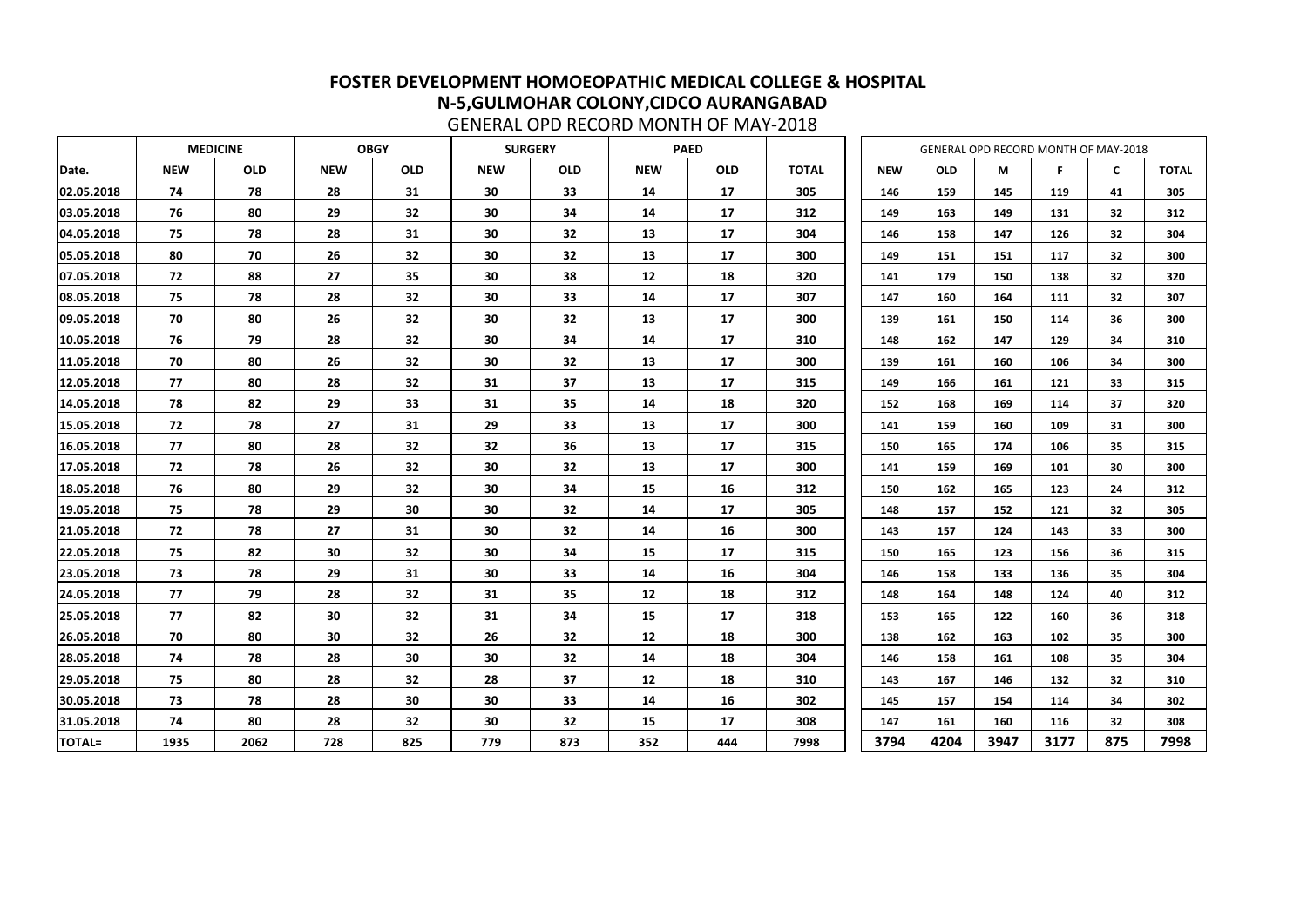# FOSTER DEVELOPMENT HOMOEOPATHIC MEDICAL COLLEGE & HOSPITAL
## N-5,GULMOHAR COLONY,CIDCO AURANGABAD

GENERAL OPD RECORD MONTH OF MAY-2018

| | MEDICINE | | OBGY | | SURGERY | | PAED | | |
|---|---|---|---|---|---|---|---|---|---|
| Date. | NEW | OLD | NEW | OLD | NEW | OLD | NEW | OLD | TOTAL |
| 02.05.2018 | 74 | 78 | 28 | 31 | 30 | 33 | 14 | 17 | 305 |
| 03.05.2018 | 76 | 80 | 29 | 32 | 30 | 34 | 14 | 17 | 312 |
| 04.05.2018 | 75 | 78 | 28 | 31 | 30 | 32 | 13 | 17 | 304 |
| 05.05.2018 | 80 | 70 | 26 | 32 | 30 | 32 | 13 | 17 | 300 |
| 07.05.2018 | 72 | 88 | 27 | 35 | 30 | 38 | 12 | 18 | 320 |
| 08.05.2018 | 75 | 78 | 28 | 32 | 30 | 33 | 14 | 17 | 307 |
| 09.05.2018 | 70 | 80 | 26 | 32 | 30 | 32 | 13 | 17 | 300 |
| 10.05.2018 | 76 | 79 | 28 | 32 | 30 | 34 | 14 | 17 | 310 |
| 11.05.2018 | 70 | 80 | 26 | 32 | 30 | 32 | 13 | 17 | 300 |
| 12.05.2018 | 77 | 80 | 28 | 32 | 31 | 37 | 13 | 17 | 315 |
| 14.05.2018 | 78 | 82 | 29 | 33 | 31 | 35 | 14 | 18 | 320 |
| 15.05.2018 | 72 | 78 | 27 | 31 | 29 | 33 | 13 | 17 | 300 |
| 16.05.2018 | 77 | 80 | 28 | 32 | 32 | 36 | 13 | 17 | 315 |
| 17.05.2018 | 72 | 78 | 26 | 32 | 30 | 32 | 13 | 17 | 300 |
| 18.05.2018 | 76 | 80 | 29 | 32 | 30 | 34 | 15 | 16 | 312 |
| 19.05.2018 | 75 | 78 | 29 | 30 | 30 | 32 | 14 | 17 | 305 |
| 21.05.2018 | 72 | 78 | 27 | 31 | 30 | 32 | 14 | 16 | 300 |
| 22.05.2018 | 75 | 82 | 30 | 32 | 30 | 34 | 15 | 17 | 315 |
| 23.05.2018 | 73 | 78 | 29 | 31 | 30 | 33 | 14 | 16 | 304 |
| 24.05.2018 | 77 | 79 | 28 | 32 | 31 | 35 | 12 | 18 | 312 |
| 25.05.2018 | 77 | 82 | 30 | 32 | 31 | 34 | 15 | 17 | 318 |
| 26.05.2018 | 70 | 80 | 30 | 32 | 26 | 32 | 12 | 18 | 300 |
| 28.05.2018 | 74 | 78 | 28 | 30 | 30 | 32 | 14 | 18 | 304 |
| 29.05.2018 | 75 | 80 | 28 | 32 | 28 | 37 | 12 | 18 | 310 |
| 30.05.2018 | 73 | 78 | 28 | 30 | 30 | 33 | 14 | 16 | 302 |
| 31.05.2018 | 74 | 80 | 28 | 32 | 30 | 32 | 15 | 17 | 308 |
| TOTAL= | 1935 | 2062 | 728 | 825 | 779 | 873 | 352 | 444 | 7998 |

| GENERAL OPD RECORD MONTH OF MAY-2018 | | | | | |
|---|---|---|---|---|---|
| NEW | OLD | M | F | C | TOTAL |
| 146 | 159 | 145 | 119 | 41 | 305 |
| 149 | 163 | 149 | 131 | 32 | 312 |
| 146 | 158 | 147 | 126 | 32 | 304 |
| 149 | 151 | 151 | 117 | 32 | 300 |
| 141 | 179 | 150 | 138 | 32 | 320 |
| 147 | 160 | 164 | 111 | 32 | 307 |
| 139 | 161 | 150 | 114 | 36 | 300 |
| 148 | 162 | 147 | 129 | 34 | 310 |
| 139 | 161 | 160 | 106 | 34 | 300 |
| 149 | 166 | 161 | 121 | 33 | 315 |
| 152 | 168 | 169 | 114 | 37 | 320 |
| 141 | 159 | 160 | 109 | 31 | 300 |
| 150 | 165 | 174 | 106 | 35 | 315 |
| 141 | 159 | 169 | 101 | 30 | 300 |
| 150 | 162 | 165 | 123 | 24 | 312 |
| 148 | 157 | 152 | 121 | 32 | 305 |
| 143 | 157 | 124 | 143 | 33 | 300 |
| 150 | 165 | 123 | 156 | 36 | 315 |
| 146 | 158 | 133 | 136 | 35 | 304 |
| 148 | 164 | 148 | 124 | 40 | 312 |
| 153 | 165 | 122 | 160 | 36 | 318 |
| 138 | 162 | 163 | 102 | 35 | 300 |
| 146 | 158 | 161 | 108 | 35 | 304 |
| 143 | 167 | 146 | 132 | 32 | 310 |
| 145 | 157 | 154 | 114 | 34 | 302 |
| 147 | 161 | 160 | 116 | 32 | 308 |
| 3794 | 4204 | 3947 | 3177 | 875 | 7998 |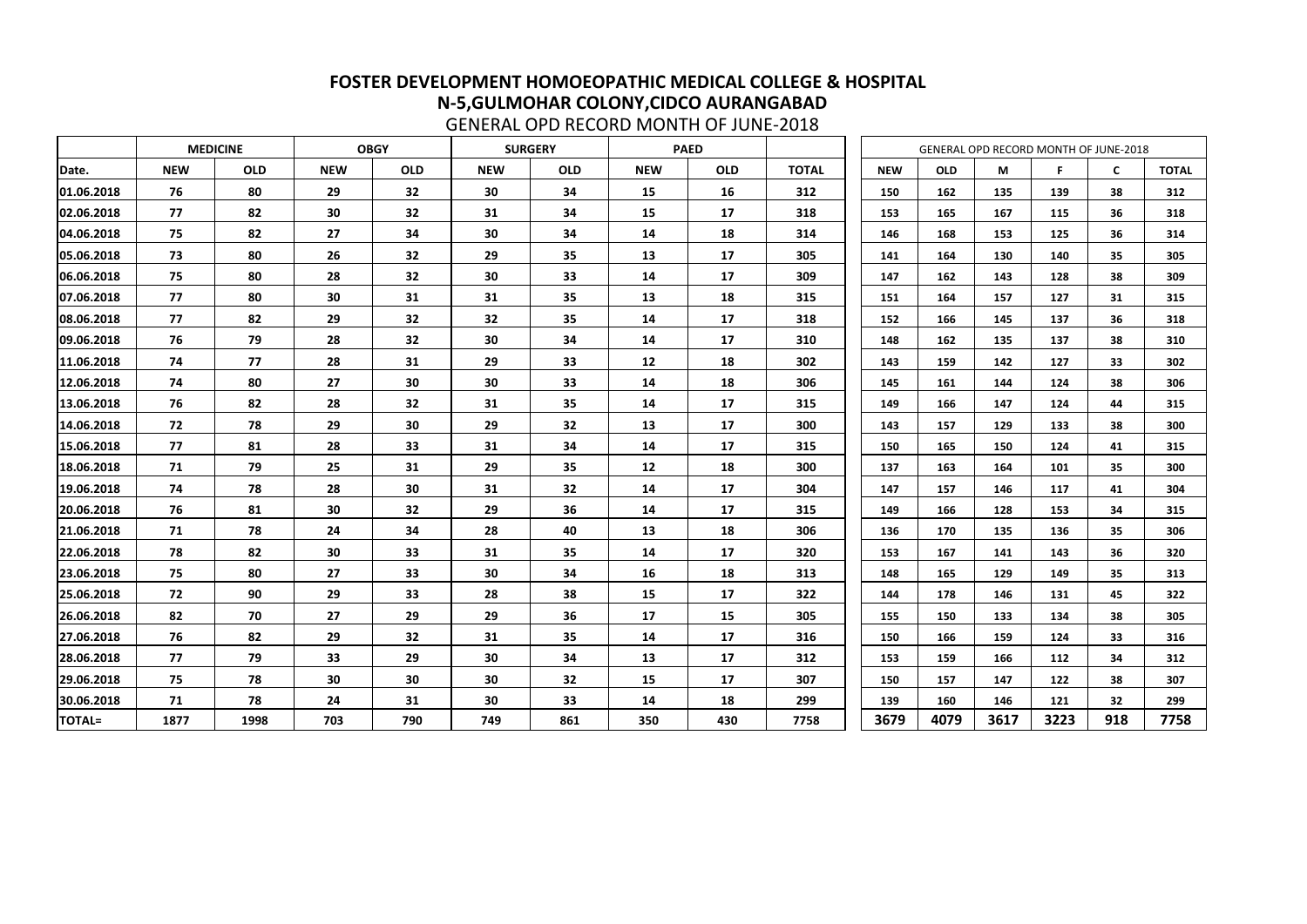# FOSTER DEVELOPMENT HOMOEOPATHIC MEDICAL COLLEGE & HOSPITAL

## N-5,GULMOHAR COLONY,CIDCO AURANGABAD

GENERAL OPD RECORD MONTH OF JUNE-2018

| | MEDICINE | | OBGY | | SURGERY | | PAED | | |
|---|---|---|---|---|---|---|---|---|---|
| Date. | NEW | OLD | NEW | OLD | NEW | OLD | NEW | OLD | TOTAL |
| 01.06.2018 | 76 | 80 | 29 | 32 | 30 | 34 | 15 | 16 | 312 |
| 02.06.2018 | 77 | 82 | 30 | 32 | 31 | 34 | 15 | 17 | 318 |
| 04.06.2018 | 75 | 82 | 27 | 34 | 30 | 34 | 14 | 18 | 314 |
| 05.06.2018 | 73 | 80 | 26 | 32 | 29 | 35 | 13 | 17 | 305 |
| 06.06.2018 | 75 | 80 | 28 | 32 | 30 | 33 | 14 | 17 | 309 |
| 07.06.2018 | 77 | 80 | 30 | 31 | 31 | 35 | 13 | 18 | 315 |
| 08.06.2018 | 77 | 82 | 29 | 32 | 32 | 35 | 14 | 17 | 318 |
| 09.06.2018 | 76 | 79 | 28 | 32 | 30 | 34 | 14 | 17 | 310 |
| 11.06.2018 | 74 | 77 | 28 | 31 | 29 | 33 | 12 | 18 | 302 |
| 12.06.2018 | 74 | 80 | 27 | 30 | 30 | 33 | 14 | 18 | 306 |
| 13.06.2018 | 76 | 82 | 28 | 32 | 31 | 35 | 14 | 17 | 315 |
| 14.06.2018 | 72 | 78 | 29 | 30 | 29 | 32 | 13 | 17 | 300 |
| 15.06.2018 | 77 | 81 | 28 | 33 | 31 | 34 | 14 | 17 | 315 |
| 18.06.2018 | 71 | 79 | 25 | 31 | 29 | 35 | 12 | 18 | 300 |
| 19.06.2018 | 74 | 78 | 28 | 30 | 31 | 32 | 14 | 17 | 304 |
| 20.06.2018 | 76 | 81 | 30 | 32 | 29 | 36 | 14 | 17 | 315 |
| 21.06.2018 | 71 | 78 | 24 | 34 | 28 | 40 | 13 | 18 | 306 |
| 22.06.2018 | 78 | 82 | 30 | 33 | 31 | 35 | 14 | 17 | 320 |
| 23.06.2018 | 75 | 80 | 27 | 33 | 30 | 34 | 16 | 18 | 313 |
| 25.06.2018 | 72 | 90 | 29 | 33 | 28 | 38 | 15 | 17 | 322 |
| 26.06.2018 | 82 | 70 | 27 | 29 | 29 | 36 | 17 | 15 | 305 |
| 27.06.2018 | 76 | 82 | 29 | 32 | 31 | 35 | 14 | 17 | 316 |
| 28.06.2018 | 77 | 79 | 33 | 29 | 30 | 34 | 13 | 17 | 312 |
| 29.06.2018 | 75 | 78 | 30 | 30 | 30 | 32 | 15 | 17 | 307 |
| 30.06.2018 | 71 | 78 | 24 | 31 | 30 | 33 | 14 | 18 | 299 |
| TOTAL= | 1877 | 1998 | 703 | 790 | 749 | 861 | 350 | 430 | 7758 |

| GENERAL OPD RECORD MONTH OF JUNE-2018 | | | | | |
|---|---|---|---|---|---|
| NEW | OLD | M | F | C | TOTAL |
| 150 | 162 | 135 | 139 | 38 | 312 |
| 153 | 165 | 167 | 115 | 36 | 318 |
| 146 | 168 | 153 | 125 | 36 | 314 |
| 141 | 164 | 130 | 140 | 35 | 305 |
| 147 | 162 | 143 | 128 | 38 | 309 |
| 151 | 164 | 157 | 127 | 31 | 315 |
| 152 | 166 | 145 | 137 | 36 | 318 |
| 148 | 162 | 135 | 137 | 38 | 310 |
| 143 | 159 | 142 | 127 | 33 | 302 |
| 145 | 161 | 144 | 124 | 38 | 306 |
| 149 | 166 | 147 | 124 | 44 | 315 |
| 143 | 157 | 129 | 133 | 38 | 300 |
| 150 | 165 | 150 | 124 | 41 | 315 |
| 137 | 163 | 164 | 101 | 35 | 300 |
| 147 | 157 | 146 | 117 | 41 | 304 |
| 149 | 166 | 128 | 153 | 34 | 315 |
| 136 | 170 | 135 | 136 | 35 | 306 |
| 153 | 167 | 141 | 143 | 36 | 320 |
| 148 | 165 | 129 | 149 | 35 | 313 |
| 144 | 178 | 146 | 131 | 45 | 322 |
| 155 | 150 | 133 | 134 | 38 | 305 |
| 150 | 166 | 159 | 124 | 33 | 316 |
| 153 | 159 | 166 | 112 | 34 | 312 |
| 150 | 157 | 147 | 122 | 38 | 307 |
| 139 | 160 | 146 | 121 | 32 | 299 |
| 3679 | 4079 | 3617 | 3223 | 918 | 7758 |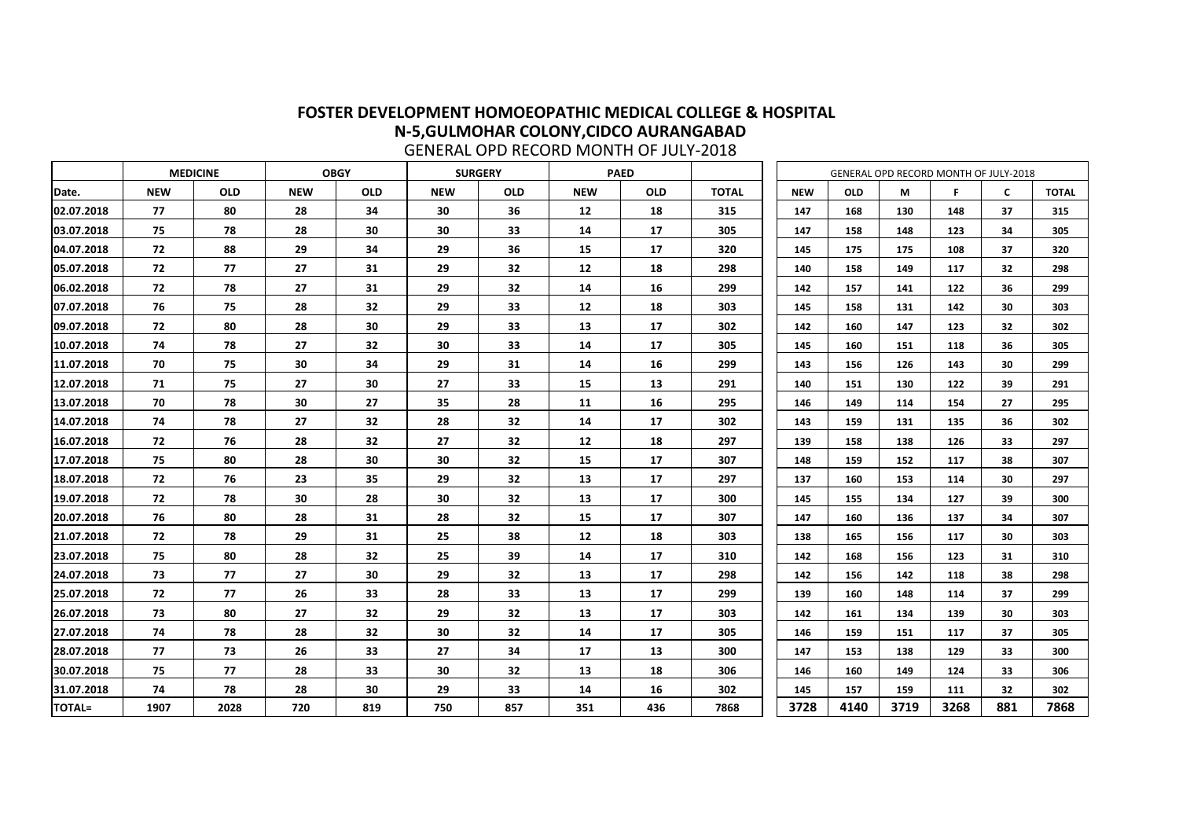**FOSTER DEVELOPMENT HOMOEOPATHIC MEDICAL COLLEGE & HOSPITAL**

**N-5,GULMOHAR COLONY,CIDCO AURANGABAD**

GENERAL OPD RECORD MONTH OF JULY-2018

| | MEDICINE | | OBGY | | SURGERY | | PAED | | |
|---|---|---|---|---|---|---|---|---|---|
| Date. | NEW | OLD | NEW | OLD | NEW | OLD | NEW | OLD | TOTAL |
| 02.07.2018 | 77 | 80 | 28 | 34 | 30 | 36 | 12 | 18 | 315 |
| 03.07.2018 | 75 | 78 | 28 | 30 | 30 | 33 | 14 | 17 | 305 |
| 04.07.2018 | 72 | 88 | 29 | 34 | 29 | 36 | 15 | 17 | 320 |
| 05.07.2018 | 72 | 77 | 27 | 31 | 29 | 32 | 12 | 18 | 298 |
| 06.02.2018 | 72 | 78 | 27 | 31 | 29 | 32 | 14 | 16 | 299 |
| 07.07.2018 | 76 | 75 | 28 | 32 | 29 | 33 | 12 | 18 | 303 |
| 09.07.2018 | 72 | 80 | 28 | 30 | 29 | 33 | 13 | 17 | 302 |
| 10.07.2018 | 74 | 78 | 27 | 32 | 30 | 33 | 14 | 17 | 305 |
| 11.07.2018 | 70 | 75 | 30 | 34 | 29 | 31 | 14 | 16 | 299 |
| 12.07.2018 | 71 | 75 | 27 | 30 | 27 | 33 | 15 | 13 | 291 |
| 13.07.2018 | 70 | 78 | 30 | 27 | 35 | 28 | 11 | 16 | 295 |
| 14.07.2018 | 74 | 78 | 27 | 32 | 28 | 32 | 14 | 17 | 302 |
| 16.07.2018 | 72 | 76 | 28 | 32 | 27 | 32 | 12 | 18 | 297 |
| 17.07.2018 | 75 | 80 | 28 | 30 | 30 | 32 | 15 | 17 | 307 |
| 18.07.2018 | 72 | 76 | 23 | 35 | 29 | 32 | 13 | 17 | 297 |
| 19.07.2018 | 72 | 78 | 30 | 28 | 30 | 32 | 13 | 17 | 300 |
| 20.07.2018 | 76 | 80 | 28 | 31 | 28 | 32 | 15 | 17 | 307 |
| 21.07.2018 | 72 | 78 | 29 | 31 | 25 | 38 | 12 | 18 | 303 |
| 23.07.2018 | 75 | 80 | 28 | 32 | 25 | 39 | 14 | 17 | 310 |
| 24.07.2018 | 73 | 77 | 27 | 30 | 29 | 32 | 13 | 17 | 298 |
| 25.07.2018 | 72 | 77 | 26 | 33 | 28 | 33 | 13 | 17 | 299 |
| 26.07.2018 | 73 | 80 | 27 | 32 | 29 | 32 | 13 | 17 | 303 |
| 27.07.2018 | 74 | 78 | 28 | 32 | 30 | 32 | 14 | 17 | 305 |
| 28.07.2018 | 77 | 73 | 26 | 33 | 27 | 34 | 17 | 13 | 300 |
| 30.07.2018 | 75 | 77 | 28 | 33 | 30 | 32 | 13 | 18 | 306 |
| 31.07.2018 | 74 | 78 | 28 | 30 | 29 | 33 | 14 | 16 | 302 |
| TOTAL= | 1907 | 2028 | 720 | 819 | 750 | 857 | 351 | 436 | 7868 |

| GENERAL OPD RECORD MONTH OF JULY-2018 | | | | | |
|---|---|---|---|---|---|
| NEW | OLD | M | F | C | TOTAL |
| 147 | 168 | 130 | 148 | 37 | 315 |
| 147 | 158 | 148 | 123 | 34 | 305 |
| 145 | 175 | 175 | 108 | 37 | 320 |
| 140 | 158 | 149 | 117 | 32 | 298 |
| 142 | 157 | 141 | 122 | 36 | 299 |
| 145 | 158 | 131 | 142 | 30 | 303 |
| 142 | 160 | 147 | 123 | 32 | 302 |
| 145 | 160 | 151 | 118 | 36 | 305 |
| 143 | 156 | 126 | 143 | 30 | 299 |
| 140 | 151 | 130 | 122 | 39 | 291 |
| 146 | 149 | 114 | 154 | 27 | 295 |
| 143 | 159 | 131 | 135 | 36 | 302 |
| 139 | 158 | 138 | 126 | 33 | 297 |
| 148 | 159 | 152 | 117 | 38 | 307 |
| 137 | 160 | 153 | 114 | 30 | 297 |
| 145 | 155 | 134 | 127 | 39 | 300 |
| 147 | 160 | 136 | 137 | 34 | 307 |
| 138 | 165 | 156 | 117 | 30 | 303 |
| 142 | 168 | 156 | 123 | 31 | 310 |
| 142 | 156 | 142 | 118 | 38 | 298 |
| 139 | 160 | 148 | 114 | 37 | 299 |
| 142 | 161 | 134 | 139 | 30 | 303 |
| 146 | 159 | 151 | 117 | 37 | 305 |
| 147 | 153 | 138 | 129 | 33 | 300 |
| 146 | 160 | 149 | 124 | 33 | 306 |
| 145 | 157 | 159 | 111 | 32 | 302 |
| 3728 | 4140 | 3719 | 3268 | 881 | 7868 |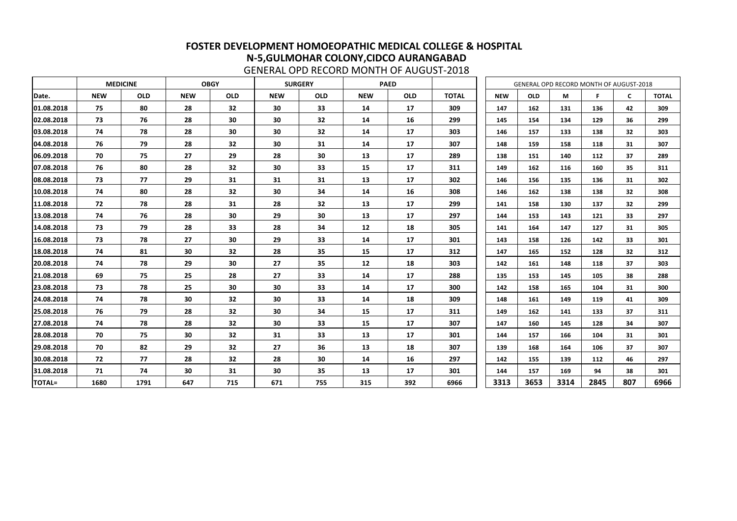# FOSTER DEVELOPMENT HOMOEOPATHIC MEDICAL COLLEGE & HOSPITAL

## N-5,GULMOHAR COLONY,CIDCO AURANGABAD

GENERAL OPD RECORD MONTH OF AUGUST-2018

| | MEDICINE | | OBGY | | SURGERY | | PAED | | |
|---|---|---|---|---|---|---|---|---|---|
| Date. | NEW | OLD | NEW | OLD | NEW | OLD | NEW | OLD | TOTAL |
| 01.08.2018 | 75 | 80 | 28 | 32 | 30 | 33 | 14 | 17 | 309 |
| 02.08.2018 | 73 | 76 | 28 | 30 | 30 | 32 | 14 | 16 | 299 |
| 03.08.2018 | 74 | 78 | 28 | 30 | 30 | 32 | 14 | 17 | 303 |
| 04.08.2018 | 76 | 79 | 28 | 32 | 30 | 31 | 14 | 17 | 307 |
| 06.09.2018 | 70 | 75 | 27 | 29 | 28 | 30 | 13 | 17 | 289 |
| 07.08.2018 | 76 | 80 | 28 | 32 | 30 | 33 | 15 | 17 | 311 |
| 08.08.2018 | 73 | 77 | 29 | 31 | 31 | 31 | 13 | 17 | 302 |
| 10.08.2018 | 74 | 80 | 28 | 32 | 30 | 34 | 14 | 16 | 308 |
| 11.08.2018 | 72 | 78 | 28 | 31 | 28 | 32 | 13 | 17 | 299 |
| 13.08.2018 | 74 | 76 | 28 | 30 | 29 | 30 | 13 | 17 | 297 |
| 14.08.2018 | 73 | 79 | 28 | 33 | 28 | 34 | 12 | 18 | 305 |
| 16.08.2018 | 73 | 78 | 27 | 30 | 29 | 33 | 14 | 17 | 301 |
| 18.08.2018 | 74 | 81 | 30 | 32 | 28 | 35 | 15 | 17 | 312 |
| 20.08.2018 | 74 | 78 | 29 | 30 | 27 | 35 | 12 | 18 | 303 |
| 21.08.2018 | 69 | 75 | 25 | 28 | 27 | 33 | 14 | 17 | 288 |
| 23.08.2018 | 73 | 78 | 25 | 30 | 30 | 33 | 14 | 17 | 300 |
| 24.08.2018 | 74 | 78 | 30 | 32 | 30 | 33 | 14 | 18 | 309 |
| 25.08.2018 | 76 | 79 | 28 | 32 | 30 | 34 | 15 | 17 | 311 |
| 27.08.2018 | 74 | 78 | 28 | 32 | 30 | 33 | 15 | 17 | 307 |
| 28.08.2018 | 70 | 75 | 30 | 32 | 31 | 33 | 13 | 17 | 301 |
| 29.08.2018 | 70 | 82 | 29 | 32 | 27 | 36 | 13 | 18 | 307 |
| 30.08.2018 | 72 | 77 | 28 | 32 | 28 | 30 | 14 | 16 | 297 |
| 31.08.2018 | 71 | 74 | 30 | 31 | 30 | 35 | 13 | 17 | 301 |
| TOTAL= | 1680 | 1791 | 647 | 715 | 671 | 755 | 315 | 392 | 6966 |

| GENERAL OPD RECORD MONTH OF AUGUST-2018 | | | | | |
|---|---|---|---|---|---|
| NEW | OLD | M | F | C | TOTAL |
| 147 | 162 | 131 | 136 | 42 | 309 |
| 145 | 154 | 134 | 129 | 36 | 299 |
| 146 | 157 | 133 | 138 | 32 | 303 |
| 148 | 159 | 158 | 118 | 31 | 307 |
| 138 | 151 | 140 | 112 | 37 | 289 |
| 149 | 162 | 116 | 160 | 35 | 311 |
| 146 | 156 | 135 | 136 | 31 | 302 |
| 146 | 162 | 138 | 138 | 32 | 308 |
| 141 | 158 | 130 | 137 | 32 | 299 |
| 144 | 153 | 143 | 121 | 33 | 297 |
| 141 | 164 | 147 | 127 | 31 | 305 |
| 143 | 158 | 126 | 142 | 33 | 301 |
| 147 | 165 | 152 | 128 | 32 | 312 |
| 142 | 161 | 148 | 118 | 37 | 303 |
| 135 | 153 | 145 | 105 | 38 | 288 |
| 142 | 158 | 165 | 104 | 31 | 300 |
| 148 | 161 | 149 | 119 | 41 | 309 |
| 149 | 162 | 141 | 133 | 37 | 311 |
| 147 | 160 | 145 | 128 | 34 | 307 |
| 144 | 157 | 166 | 104 | 31 | 301 |
| 139 | 168 | 164 | 106 | 37 | 307 |
| 142 | 155 | 139 | 112 | 46 | 297 |
| 144 | 157 | 169 | 94 | 38 | 301 |
| 3313 | 3653 | 3314 | 2845 | 807 | 6966 |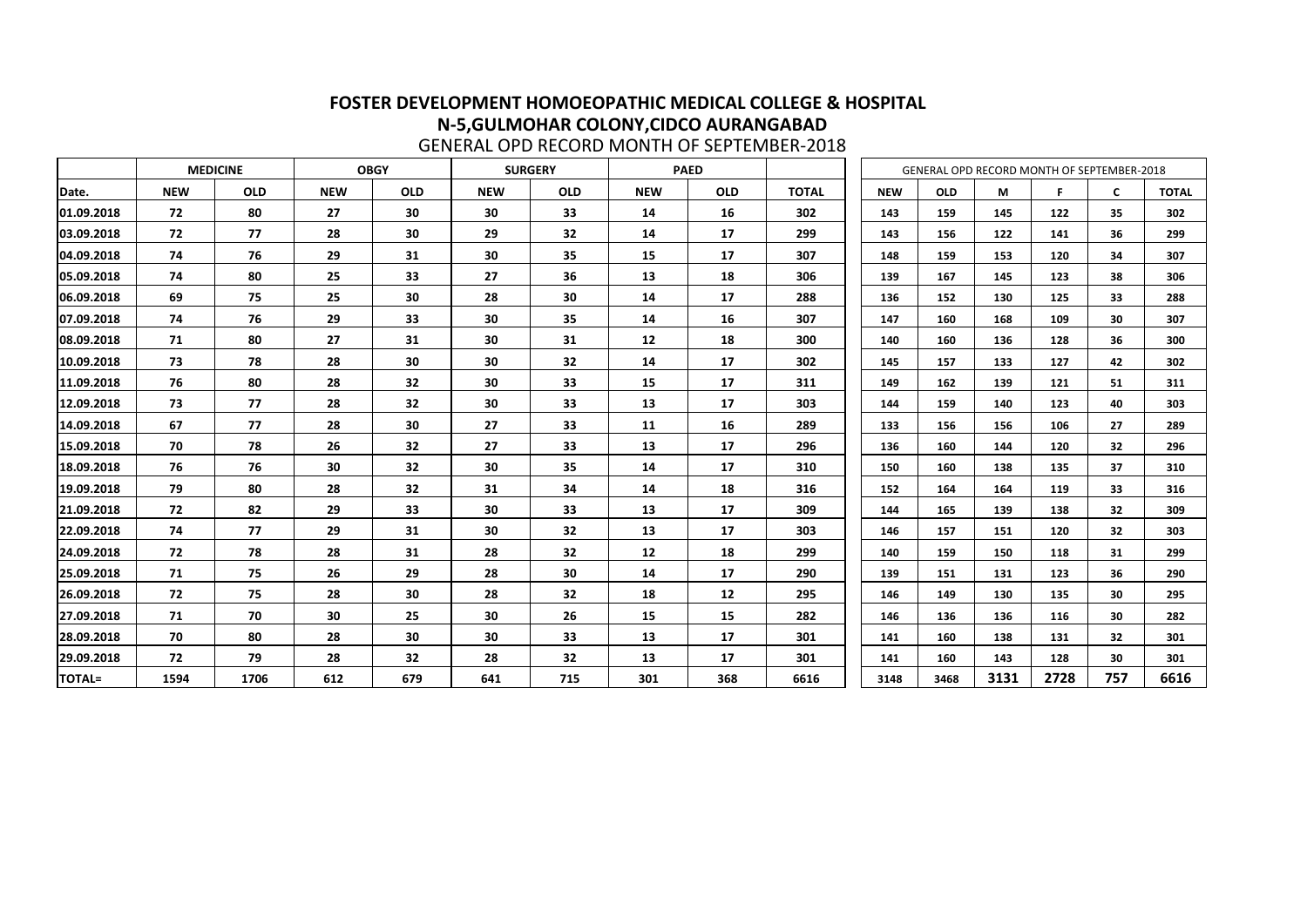# FOSTER DEVELOPMENT HOMOEOPATHIC MEDICAL COLLEGE & HOSPITAL
## N-5,GULMOHAR COLONY,CIDCO AURANGABAD

GENERAL OPD RECORD MONTH OF SEPTEMBER-2018

| | MEDICINE | | OBGY | | SURGERY | | PAED | | |
|---|---|---|---|---|---|---|---|---|---|
| Date. | NEW | OLD | NEW | OLD | NEW | OLD | NEW | OLD | TOTAL |
| 01.09.2018 | 72 | 80 | 27 | 30 | 30 | 33 | 14 | 16 | 302 |
| 03.09.2018 | 72 | 77 | 28 | 30 | 29 | 32 | 14 | 17 | 299 |
| 04.09.2018 | 74 | 76 | 29 | 31 | 30 | 35 | 15 | 17 | 307 |
| 05.09.2018 | 74 | 80 | 25 | 33 | 27 | 36 | 13 | 18 | 306 |
| 06.09.2018 | 69 | 75 | 25 | 30 | 28 | 30 | 14 | 17 | 288 |
| 07.09.2018 | 74 | 76 | 29 | 33 | 30 | 35 | 14 | 16 | 307 |
| 08.09.2018 | 71 | 80 | 27 | 31 | 30 | 31 | 12 | 18 | 300 |
| 10.09.2018 | 73 | 78 | 28 | 30 | 30 | 32 | 14 | 17 | 302 |
| 11.09.2018 | 76 | 80 | 28 | 32 | 30 | 33 | 15 | 17 | 311 |
| 12.09.2018 | 73 | 77 | 28 | 32 | 30 | 33 | 13 | 17 | 303 |
| 14.09.2018 | 67 | 77 | 28 | 30 | 27 | 33 | 11 | 16 | 289 |
| 15.09.2018 | 70 | 78 | 26 | 32 | 27 | 33 | 13 | 17 | 296 |
| 18.09.2018 | 76 | 76 | 30 | 32 | 30 | 35 | 14 | 17 | 310 |
| 19.09.2018 | 79 | 80 | 28 | 32 | 31 | 34 | 14 | 18 | 316 |
| 21.09.2018 | 72 | 82 | 29 | 33 | 30 | 33 | 13 | 17 | 309 |
| 22.09.2018 | 74 | 77 | 29 | 31 | 30 | 32 | 13 | 17 | 303 |
| 24.09.2018 | 72 | 78 | 28 | 31 | 28 | 32 | 12 | 18 | 299 |
| 25.09.2018 | 71 | 75 | 26 | 29 | 28 | 30 | 14 | 17 | 290 |
| 26.09.2018 | 72 | 75 | 28 | 30 | 28 | 32 | 18 | 12 | 295 |
| 27.09.2018 | 71 | 70 | 30 | 25 | 30 | 26 | 15 | 15 | 282 |
| 28.09.2018 | 70 | 80 | 28 | 30 | 30 | 33 | 13 | 17 | 301 |
| 29.09.2018 | 72 | 79 | 28 | 32 | 28 | 32 | 13 | 17 | 301 |
| TOTAL= | 1594 | 1706 | 612 | 679 | 641 | 715 | 301 | 368 | 6616 |

| GENERAL OPD RECORD MONTH OF SEPTEMBER-2018 | | | | | |
|---|---|---|---|---|---|
| NEW | OLD | M | F | C | TOTAL |
| 143 | 159 | 145 | 122 | 35 | 302 |
| 143 | 156 | 122 | 141 | 36 | 299 |
| 148 | 159 | 153 | 120 | 34 | 307 |
| 139 | 167 | 145 | 123 | 38 | 306 |
| 136 | 152 | 130 | 125 | 33 | 288 |
| 147 | 160 | 168 | 109 | 30 | 307 |
| 140 | 160 | 136 | 128 | 36 | 300 |
| 145 | 157 | 133 | 127 | 42 | 302 |
| 149 | 162 | 139 | 121 | 51 | 311 |
| 144 | 159 | 140 | 123 | 40 | 303 |
| 133 | 156 | 156 | 106 | 27 | 289 |
| 136 | 160 | 144 | 120 | 32 | 296 |
| 150 | 160 | 138 | 135 | 37 | 310 |
| 152 | 164 | 164 | 119 | 33 | 316 |
| 144 | 165 | 139 | 138 | 32 | 309 |
| 146 | 157 | 151 | 120 | 32 | 303 |
| 140 | 159 | 150 | 118 | 31 | 299 |
| 139 | 151 | 131 | 123 | 36 | 290 |
| 146 | 149 | 130 | 135 | 30 | 295 |
| 146 | 136 | 136 | 116 | 30 | 282 |
| 141 | 160 | 138 | 131 | 32 | 301 |
| 141 | 160 | 143 | 128 | 30 | 301 |
| 3148 | 3468 | 3131 | 2728 | 757 | 6616 |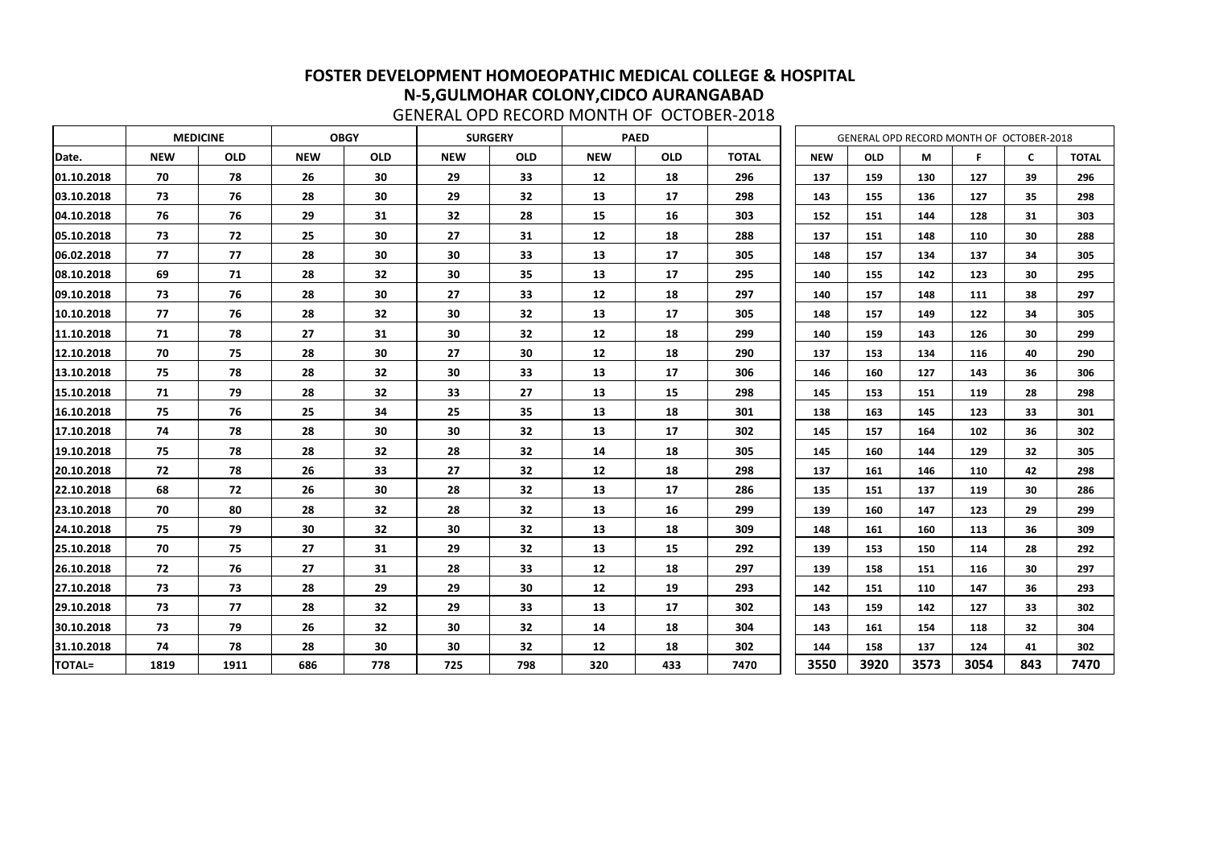# FOSTER DEVELOPMENT HOMOEOPATHIC MEDICAL COLLEGE & HOSPITAL

## N-5,GULMOHAR COLONY,CIDCO AURANGABAD

GENERAL OPD RECORD MONTH OF OCTOBER-2018

| | MEDICINE | | OBGY | | SURGERY | | PAED | | |
|---|---|---|---|---|---|---|---|---|---|
| Date. | NEW | OLD | NEW | OLD | NEW | OLD | NEW | OLD | TOTAL |
| 01.10.2018 | 70 | 78 | 26 | 30 | 29 | 33 | 12 | 18 | 296 |
| 03.10.2018 | 73 | 76 | 28 | 30 | 29 | 32 | 13 | 17 | 298 |
| 04.10.2018 | 76 | 76 | 29 | 31 | 32 | 28 | 15 | 16 | 303 |
| 05.10.2018 | 73 | 72 | 25 | 30 | 27 | 31 | 12 | 18 | 288 |
| 06.02.2018 | 77 | 77 | 28 | 30 | 30 | 33 | 13 | 17 | 305 |
| 08.10.2018 | 69 | 71 | 28 | 32 | 30 | 35 | 13 | 17 | 295 |
| 09.10.2018 | 73 | 76 | 28 | 30 | 27 | 33 | 12 | 18 | 297 |
| 10.10.2018 | 77 | 76 | 28 | 32 | 30 | 32 | 13 | 17 | 305 |
| 11.10.2018 | 71 | 78 | 27 | 31 | 30 | 32 | 12 | 18 | 299 |
| 12.10.2018 | 70 | 75 | 28 | 30 | 27 | 30 | 12 | 18 | 290 |
| 13.10.2018 | 75 | 78 | 28 | 32 | 30 | 33 | 13 | 17 | 306 |
| 15.10.2018 | 71 | 79 | 28 | 32 | 33 | 27 | 13 | 15 | 298 |
| 16.10.2018 | 75 | 76 | 25 | 34 | 25 | 35 | 13 | 18 | 301 |
| 17.10.2018 | 74 | 78 | 28 | 30 | 30 | 32 | 13 | 17 | 302 |
| 19.10.2018 | 75 | 78 | 28 | 32 | 28 | 32 | 14 | 18 | 305 |
| 20.10.2018 | 72 | 78 | 26 | 33 | 27 | 32 | 12 | 18 | 298 |
| 22.10.2018 | 68 | 72 | 26 | 30 | 28 | 32 | 13 | 17 | 286 |
| 23.10.2018 | 70 | 80 | 28 | 32 | 28 | 32 | 13 | 16 | 299 |
| 24.10.2018 | 75 | 79 | 30 | 32 | 30 | 32 | 13 | 18 | 309 |
| 25.10.2018 | 70 | 75 | 27 | 31 | 29 | 32 | 13 | 15 | 292 |
| 26.10.2018 | 72 | 76 | 27 | 31 | 28 | 33 | 12 | 18 | 297 |
| 27.10.2018 | 73 | 73 | 28 | 29 | 29 | 30 | 12 | 19 | 293 |
| 29.10.2018 | 73 | 77 | 28 | 32 | 29 | 33 | 13 | 17 | 302 |
| 30.10.2018 | 73 | 79 | 26 | 32 | 30 | 32 | 14 | 18 | 304 |
| 31.10.2018 | 74 | 78 | 28 | 30 | 30 | 32 | 12 | 18 | 302 |
| TOTAL= | 1819 | 1911 | 686 | 778 | 725 | 798 | 320 | 433 | 7470 |

| GENERAL OPD RECORD MONTH OF OCTOBER-2018 | | | | | |
|---|---|---|---|---|---|
| NEW | OLD | M | F | C | TOTAL |
| 137 | 159 | 130 | 127 | 39 | 296 |
| 143 | 155 | 136 | 127 | 35 | 298 |
| 152 | 151 | 144 | 128 | 31 | 303 |
| 137 | 151 | 148 | 110 | 30 | 288 |
| 148 | 157 | 134 | 137 | 34 | 305 |
| 140 | 155 | 142 | 123 | 30 | 295 |
| 140 | 157 | 148 | 111 | 38 | 297 |
| 148 | 157 | 149 | 122 | 34 | 305 |
| 140 | 159 | 143 | 126 | 30 | 299 |
| 137 | 153 | 134 | 116 | 40 | 290 |
| 146 | 160 | 127 | 143 | 36 | 306 |
| 145 | 153 | 151 | 119 | 28 | 298 |
| 138 | 163 | 145 | 123 | 33 | 301 |
| 145 | 157 | 164 | 102 | 36 | 302 |
| 145 | 160 | 144 | 129 | 32 | 305 |
| 137 | 161 | 146 | 110 | 42 | 298 |
| 135 | 151 | 137 | 119 | 30 | 286 |
| 139 | 160 | 147 | 123 | 29 | 299 |
| 148 | 161 | 160 | 113 | 36 | 309 |
| 139 | 153 | 150 | 114 | 28 | 292 |
| 139 | 158 | 151 | 116 | 30 | 297 |
| 142 | 151 | 110 | 147 | 36 | 293 |
| 143 | 159 | 142 | 127 | 33 | 302 |
| 143 | 161 | 154 | 118 | 32 | 304 |
| 144 | 158 | 137 | 124 | 41 | 302 |
| 3550 | 3920 | 3573 | 3054 | 843 | 7470 |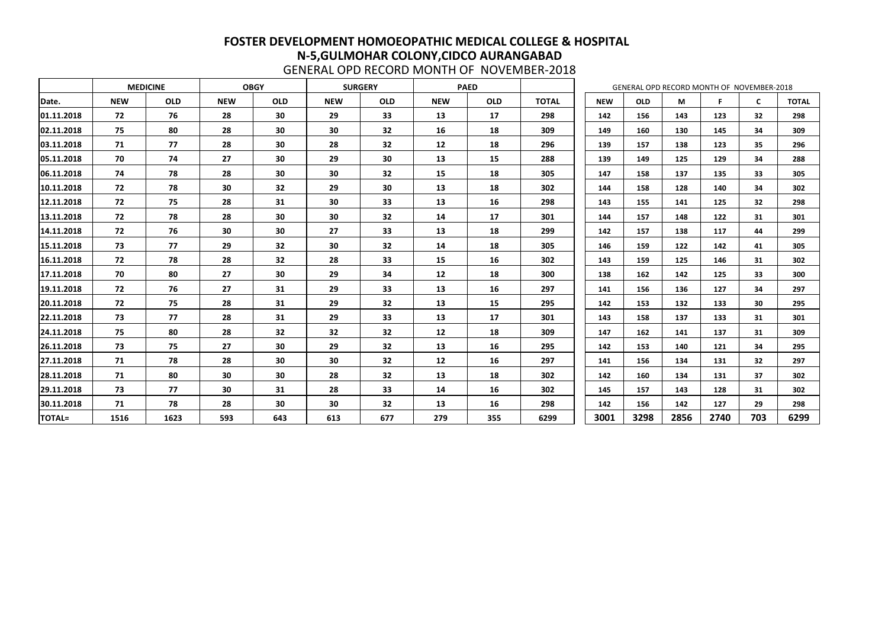# FOSTER DEVELOPMENT HOMOEOPATHIC MEDICAL COLLEGE & HOSPITAL

## N-5,GULMOHAR COLONY,CIDCO AURANGABAD

GENERAL OPD RECORD MONTH OF NOVEMBER-2018

| | MEDICINE | | OBGY | | SURGERY | | PAED | | |
|---|---|---|---|---|---|---|---|---|---|
| Date. | NEW | OLD | NEW | OLD | NEW | OLD | NEW | OLD | TOTAL |
| 01.11.2018 | 72 | 76 | 28 | 30 | 29 | 33 | 13 | 17 | 298 |
| 02.11.2018 | 75 | 80 | 28 | 30 | 30 | 32 | 16 | 18 | 309 |
| 03.11.2018 | 71 | 77 | 28 | 30 | 28 | 32 | 12 | 18 | 296 |
| 05.11.2018 | 70 | 74 | 27 | 30 | 29 | 30 | 13 | 15 | 288 |
| 06.11.2018 | 74 | 78 | 28 | 30 | 30 | 32 | 15 | 18 | 305 |
| 10.11.2018 | 72 | 78 | 30 | 32 | 29 | 30 | 13 | 18 | 302 |
| 12.11.2018 | 72 | 75 | 28 | 31 | 30 | 33 | 13 | 16 | 298 |
| 13.11.2018 | 72 | 78 | 28 | 30 | 30 | 32 | 14 | 17 | 301 |
| 14.11.2018 | 72 | 76 | 30 | 30 | 27 | 33 | 13 | 18 | 299 |
| 15.11.2018 | 73 | 77 | 29 | 32 | 30 | 32 | 14 | 18 | 305 |
| 16.11.2018 | 72 | 78 | 28 | 32 | 28 | 33 | 15 | 16 | 302 |
| 17.11.2018 | 70 | 80 | 27 | 30 | 29 | 34 | 12 | 18 | 300 |
| 19.11.2018 | 72 | 76 | 27 | 31 | 29 | 33 | 13 | 16 | 297 |
| 20.11.2018 | 72 | 75 | 28 | 31 | 29 | 32 | 13 | 15 | 295 |
| 22.11.2018 | 73 | 77 | 28 | 31 | 29 | 33 | 13 | 17 | 301 |
| 24.11.2018 | 75 | 80 | 28 | 32 | 32 | 32 | 12 | 18 | 309 |
| 26.11.2018 | 73 | 75 | 27 | 30 | 29 | 32 | 13 | 16 | 295 |
| 27.11.2018 | 71 | 78 | 28 | 30 | 30 | 32 | 12 | 16 | 297 |
| 28.11.2018 | 71 | 80 | 30 | 30 | 28 | 32 | 13 | 18 | 302 |
| 29.11.2018 | 73 | 77 | 30 | 31 | 28 | 33 | 14 | 16 | 302 |
| 30.11.2018 | 71 | 78 | 28 | 30 | 30 | 32 | 13 | 16 | 298 |
| TOTAL= | 1516 | 1623 | 593 | 643 | 613 | 677 | 279 | 355 | 6299 |

GENERAL OPD RECORD MONTH OF NOVEMBER-2018

| NEW | OLD | M | F | C | TOTAL |
|---|---|---|---|---|---|
| 142 | 156 | 143 | 123 | 32 | 298 |
| 149 | 160 | 130 | 145 | 34 | 309 |
| 139 | 157 | 138 | 123 | 35 | 296 |
| 139 | 149 | 125 | 129 | 34 | 288 |
| 147 | 158 | 137 | 135 | 33 | 305 |
| 144 | 158 | 128 | 140 | 34 | 302 |
| 143 | 155 | 141 | 125 | 32 | 298 |
| 144 | 157 | 148 | 122 | 31 | 301 |
| 142 | 157 | 138 | 117 | 44 | 299 |
| 146 | 159 | 122 | 142 | 41 | 305 |
| 143 | 159 | 125 | 146 | 31 | 302 |
| 138 | 162 | 142 | 125 | 33 | 300 |
| 141 | 156 | 136 | 127 | 34 | 297 |
| 142 | 153 | 132 | 133 | 30 | 295 |
| 143 | 158 | 137 | 133 | 31 | 301 |
| 147 | 162 | 141 | 137 | 31 | 309 |
| 142 | 153 | 140 | 121 | 34 | 295 |
| 141 | 156 | 134 | 131 | 32 | 297 |
| 142 | 160 | 134 | 131 | 37 | 302 |
| 145 | 157 | 143 | 128 | 31 | 302 |
| 142 | 156 | 142 | 127 | 29 | 298 |
| 3001 | 3298 | 2856 | 2740 | 703 | 6299 |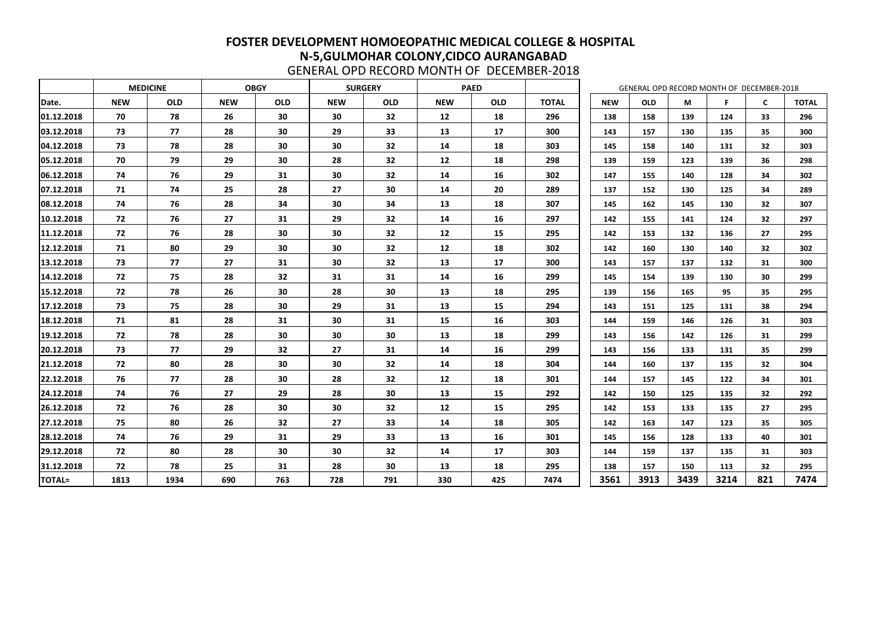# FOSTER DEVELOPMENT HOMOEOPATHIC MEDICAL COLLEGE & HOSPITAL

## N-5,GULMOHAR COLONY,CIDCO AURANGABAD

GENERAL OPD RECORD MONTH OF DECEMBER-2018

| | MEDICINE | | OBGY | | SURGERY | | PAED | | |
|---|---|---|---|---|---|---|---|---|---|
| Date. | NEW | OLD | NEW | OLD | NEW | OLD | NEW | OLD | TOTAL |
| 01.12.2018 | 70 | 78 | 26 | 30 | 30 | 32 | 12 | 18 | 296 |
| 03.12.2018 | 73 | 77 | 28 | 30 | 29 | 33 | 13 | 17 | 300 |
| 04.12.2018 | 73 | 78 | 28 | 30 | 30 | 32 | 14 | 18 | 303 |
| 05.12.2018 | 70 | 79 | 29 | 30 | 28 | 32 | 12 | 18 | 298 |
| 06.12.2018 | 74 | 76 | 29 | 31 | 30 | 32 | 14 | 16 | 302 |
| 07.12.2018 | 71 | 74 | 25 | 28 | 27 | 30 | 14 | 20 | 289 |
| 08.12.2018 | 74 | 76 | 28 | 34 | 30 | 34 | 13 | 18 | 307 |
| 10.12.2018 | 72 | 76 | 27 | 31 | 29 | 32 | 14 | 16 | 297 |
| 11.12.2018 | 72 | 76 | 28 | 30 | 30 | 32 | 12 | 15 | 295 |
| 12.12.2018 | 71 | 80 | 29 | 30 | 30 | 32 | 12 | 18 | 302 |
| 13.12.2018 | 73 | 77 | 27 | 31 | 30 | 32 | 13 | 17 | 300 |
| 14.12.2018 | 72 | 75 | 28 | 32 | 31 | 31 | 14 | 16 | 299 |
| 15.12.2018 | 72 | 78 | 26 | 30 | 28 | 30 | 13 | 18 | 295 |
| 17.12.2018 | 73 | 75 | 28 | 30 | 29 | 31 | 13 | 15 | 294 |
| 18.12.2018 | 71 | 81 | 28 | 31 | 30 | 31 | 15 | 16 | 303 |
| 19.12.2018 | 72 | 78 | 28 | 30 | 30 | 30 | 13 | 18 | 299 |
| 20.12.2018 | 73 | 77 | 29 | 32 | 27 | 31 | 14 | 16 | 299 |
| 21.12.2018 | 72 | 80 | 28 | 30 | 30 | 32 | 14 | 18 | 304 |
| 22.12.2018 | 76 | 77 | 28 | 30 | 28 | 32 | 12 | 18 | 301 |
| 24.12.2018 | 74 | 76 | 27 | 29 | 28 | 30 | 13 | 15 | 292 |
| 26.12.2018 | 72 | 76 | 28 | 30 | 30 | 32 | 12 | 15 | 295 |
| 27.12.2018 | 75 | 80 | 26 | 32 | 27 | 33 | 14 | 18 | 305 |
| 28.12.2018 | 74 | 76 | 29 | 31 | 29 | 33 | 13 | 16 | 301 |
| 29.12.2018 | 72 | 80 | 28 | 30 | 30 | 32 | 14 | 17 | 303 |
| 31.12.2018 | 72 | 78 | 25 | 31 | 28 | 30 | 13 | 18 | 295 |
| TOTAL= | 1813 | 1934 | 690 | 763 | 728 | 791 | 330 | 425 | 7474 |

GENERAL OPD RECORD MONTH OF DECEMBER-2018

| NEW | OLD | M | F | C | TOTAL |
|---|---|---|---|---|---|
| 138 | 158 | 139 | 124 | 33 | 296 |
| 143 | 157 | 130 | 135 | 35 | 300 |
| 145 | 158 | 140 | 131 | 32 | 303 |
| 139 | 159 | 123 | 139 | 36 | 298 |
| 147 | 155 | 140 | 128 | 34 | 302 |
| 137 | 152 | 130 | 125 | 34 | 289 |
| 145 | 162 | 145 | 130 | 32 | 307 |
| 142 | 155 | 141 | 124 | 32 | 297 |
| 142 | 153 | 132 | 136 | 27 | 295 |
| 142 | 160 | 130 | 140 | 32 | 302 |
| 143 | 157 | 137 | 132 | 31 | 300 |
| 145 | 154 | 139 | 130 | 30 | 299 |
| 139 | 156 | 165 | 95 | 35 | 295 |
| 143 | 151 | 125 | 131 | 38 | 294 |
| 144 | 159 | 146 | 126 | 31 | 303 |
| 143 | 156 | 142 | 126 | 31 | 299 |
| 143 | 156 | 133 | 131 | 35 | 299 |
| 144 | 160 | 137 | 135 | 32 | 304 |
| 144 | 157 | 145 | 122 | 34 | 301 |
| 142 | 150 | 125 | 135 | 32 | 292 |
| 142 | 153 | 133 | 135 | 27 | 295 |
| 142 | 163 | 147 | 123 | 35 | 305 |
| 145 | 156 | 128 | 133 | 40 | 301 |
| 144 | 159 | 137 | 135 | 31 | 303 |
| 138 | 157 | 150 | 113 | 32 | 295 |
| 3561 | 3913 | 3439 | 3214 | 821 | 7474 |